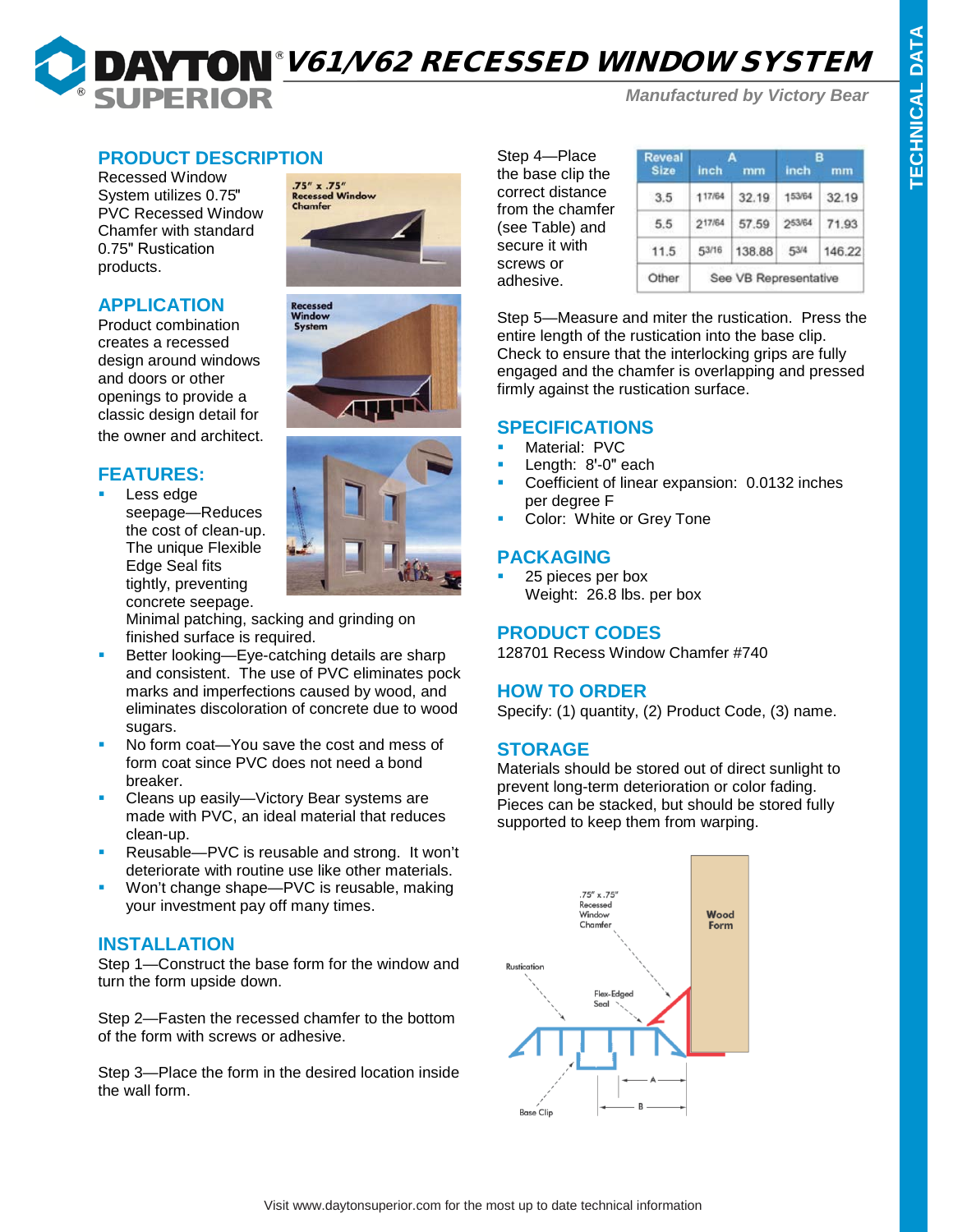# DAYTON SUPERIOR V61/V62 RECESSED WINDOW SYSTEM

*Manufactured by Victory Bear*

TECHNICAL DATA

## PRODUCT DESCRIPTION

Recessed Window System utilizes 0.75" PVC Recessed Window Chamfer with standard 0.75" Rustication products.

## APPLICATION

Product combination creates a recessed design around windows and doors or other openings to provide a classic design detail for the owner and architect.

## FEATURES:

- Less edge seepage—Reduces the cost of clean-up. The unique Flexible Edge Seal fits tightly, preventing concrete seepage. Minimal patching, sacking and grinding on finished surface is required.
- Better looking—Eye-catching details are sharp and consistent. The use of PVC eliminates pock marks and imperfections caused by wood, and eliminates discoloration of concrete due to wood sugars.
- No form coat—You save the cost and mess of form coat since PVC does not need a bond breaker.
- Cleans up easily—Victory Bear systems are made with PVC, an ideal material that reduces clean-up.
- Reusable—PVC is reusable and strong. It won't deteriorate with routine use like other materials.
- Won't change shape—PVC is reusable, making your investment pay off many times.

## INSTALLATION

Step 1—Construct the base form for the window and turn the form upside down.

Step 2—Fasten the recessed chamfer to the bottom of the form with screws or adhesive.

Step 3—Place the form in the desired location inside the wall form.

Step 4—Place the base clip the correct distance from the chamfer (see Table) and secure it with screws or adhesive.

| Reveal Size | A inch | A mm | B inch | B mm |
|---|---|---|---|---|
| 3.5 | 1 17/64 | 32.19 | 1 53/64 | 32.19 |
| 5.5 | 2 17/64 | 57.59 | 2 53/64 | 71.93 |
| 11.5 | 5 3/16 | 138.88 | 5 3/4 | 146.22 |
| Other | See VB Representative | | | |

Step 5—Measure and miter the rustication. Press the entire length of the rustication into the base clip. Check to ensure that the interlocking grips are fully engaged and the chamfer is overlapping and pressed firmly against the rustication surface.

## SPECIFICATIONS

- Material: PVC
- Length: 8'-0" each
- Coefficient of linear expansion: 0.0132 inches per degree F
- Color: White or Grey Tone

## PACKAGING

- 25 pieces per box
  Weight: 26.8 lbs. per box

## PRODUCT CODES

128701 Recess Window Chamfer #740

## HOW TO ORDER

Specify: (1) quantity, (2) Product Code, (3) name.

## STORAGE

Materials should be stored out of direct sunlight to prevent long-term deterioration or color fading. Pieces can be stacked, but should be stored fully supported to keep them from warping.

Visit www.daytonsuperior.com for the most up to date technical information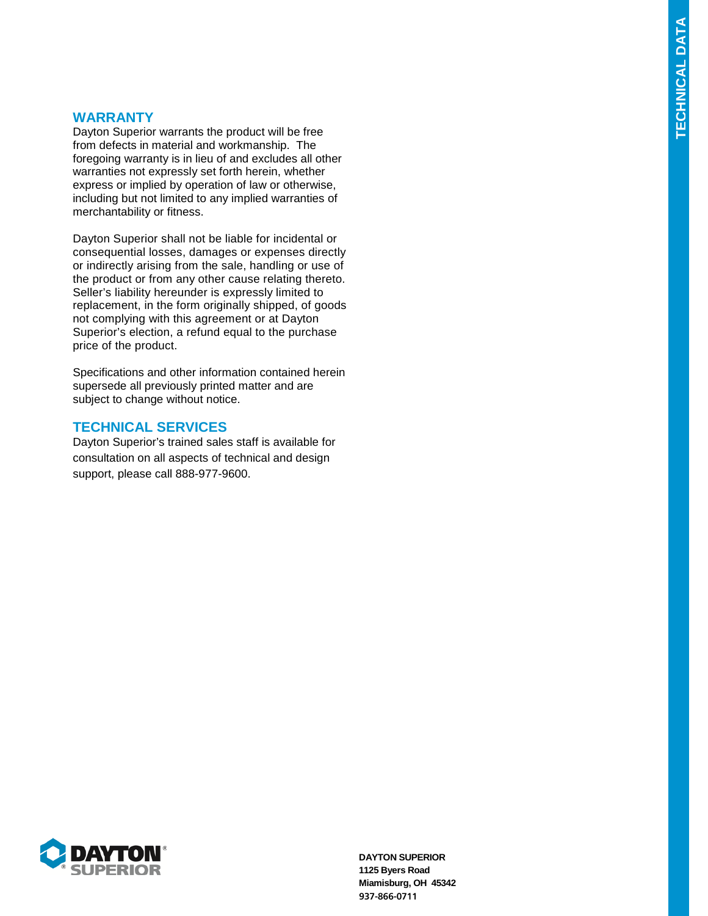## WARRANTY

Dayton Superior warrants the product will be free from defects in material and workmanship. The foregoing warranty is in lieu of and excludes all other warranties not expressly set forth herein, whether express or implied by operation of law or otherwise, including but not limited to any implied warranties of merchantability or fitness.

Dayton Superior shall not be liable for incidental or consequential losses, damages or expenses directly or indirectly arising from the sale, handling or use of the product or from any other cause relating thereto. Seller's liability hereunder is expressly limited to replacement, in the form originally shipped, of goods not complying with this agreement or at Dayton Superior's election, a refund equal to the purchase price of the product.

Specifications and other information contained herein supersede all previously printed matter and are subject to change without notice.

## TECHNICAL SERVICES

Dayton Superior's trained sales staff is available for consultation on all aspects of technical and design support, please call 888-977-9600.

**DAYTON SUPERIOR**
**1125 Byers Road**
**Miamisburg, OH 45342**
**937-866-0711**